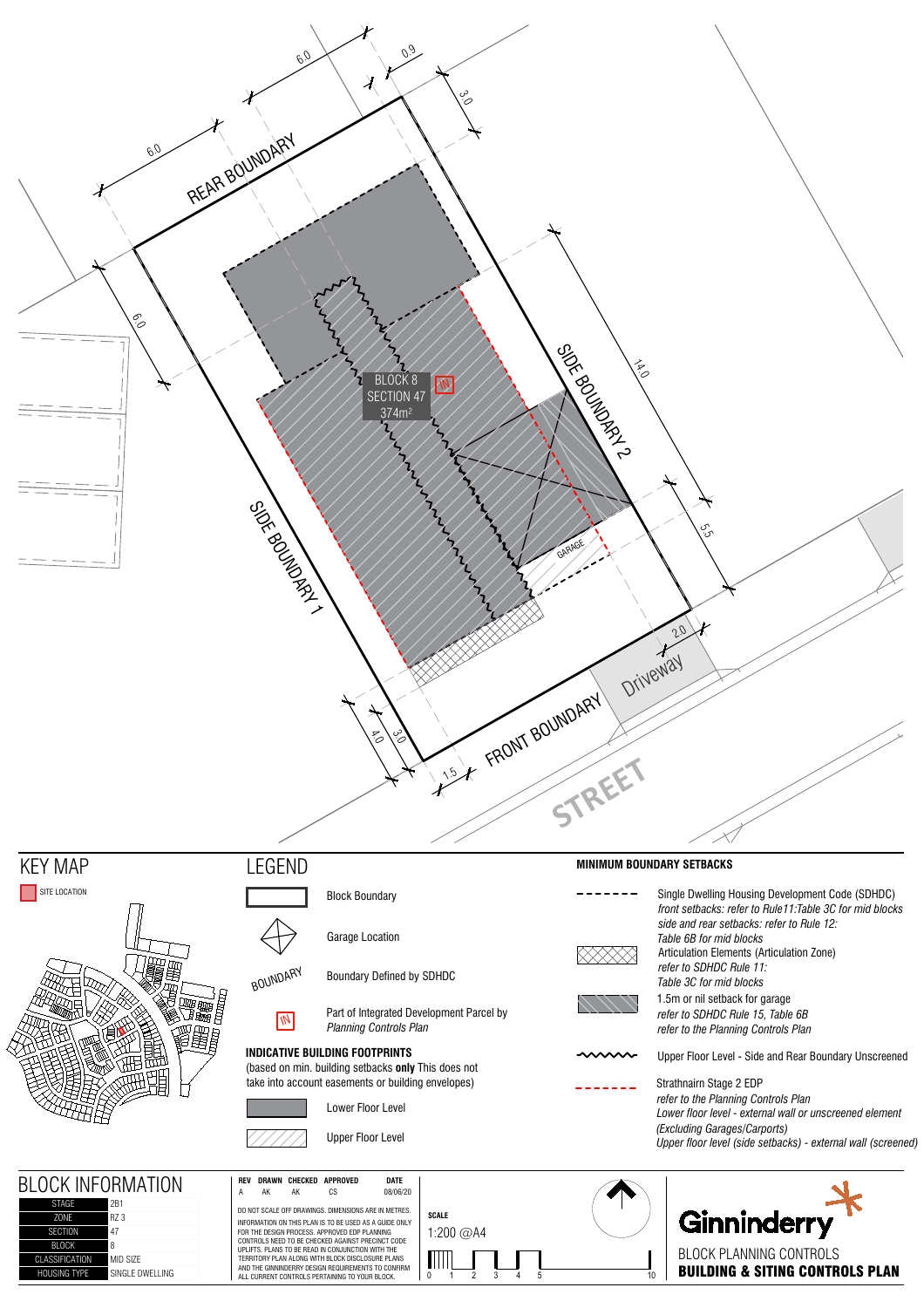REAR BOUNDARY

SIDE BOUNDARY 1

SIDE BOUNDARY 2

FRONT BOUNDARY

STREET

Driveway

GARAGE

BLOCK 8
SECTION 47
374m²

IN

6.0 6.0 0.9 3.0 6.0 14.0 5.5 2.0 4.0 3.0 1.5

## KEY MAP

SITE LOCATION

## LEGEND

- Block Boundary
- Garage Location
- BOUNDARY — Boundary Defined by SDHDC
- IN — Part of Integrated Development Parcel by *Planning Controls Plan*

### INDICATIVE BUILDING FOOTPRINTS

(based on min. building setbacks **only** This does not take into account easements or building envelopes)

- Lower Floor Level
- Upper Floor Level

### MINIMUM BOUNDARY SETBACKS

- Single Dwelling Housing Development Code (SDHDC)
  *front setbacks: refer to Rule11:Table 3C for mid blocks*
  *side and rear setbacks: refer to Rule 12: Table 6B for mid blocks*
- Articulation Elements (Articulation Zone)
  *refer to SDHDC Rule 11: Table 3C for mid blocks*
- 1.5m or nil setback for garage
  *refer to SDHDC Rule 15, Table 6B*
  *refer to the Planning Controls Plan*
- Upper Floor Level - Side and Rear Boundary Unscreened
- Strathnairn Stage 2 EDP
  *refer to the Planning Controls Plan*
  *Lower floor level - external wall or unscreened element (Excluding Garages/Carports)*
  *Upper floor level (side setbacks) - external wall (screened)*

## BLOCK INFORMATION

| | |
|---|---|
| STAGE | 2B1 |
| ZONE | RZ 3 |
| SECTION | 47 |
| BLOCK | 8 |
| CLASSIFICATION | MID SIZE |
| HOUSING TYPE | SINGLE DWELLING |

| REV | DRAWN | CHECKED | APPROVED | DATE |
|---|---|---|---|---|
| A | AK | AK | CS | 08/06/20 |

DO NOT SCALE OFF DRAWINGS. DIMENSIONS ARE IN METRES. INFORMATION ON THIS PLAN IS TO BE USED AS A GUIDE ONLY FOR THE DESIGN PROCESS. APPROVED EDP PLANNING CONTROLS NEED TO BE CHECKED AGAINST PRECINCT CODE UPLIFTS. PLANS TO BE READ IN CONJUNCTION WITH THE TERRITORY PLAN ALONG WITH BLOCK DISCLOSURE PLANS AND THE GINNINDERRY DESIGN REQUIREMENTS TO CONFIRM ALL CURRENT CONTROLS PERTAINING TO YOUR BLOCK.

SCALE
1:200 @A4

0 1 2 3 4 5 10

Ginninderry

BLOCK PLANNING CONTROLS
**BUILDING & SITING CONTROLS PLAN**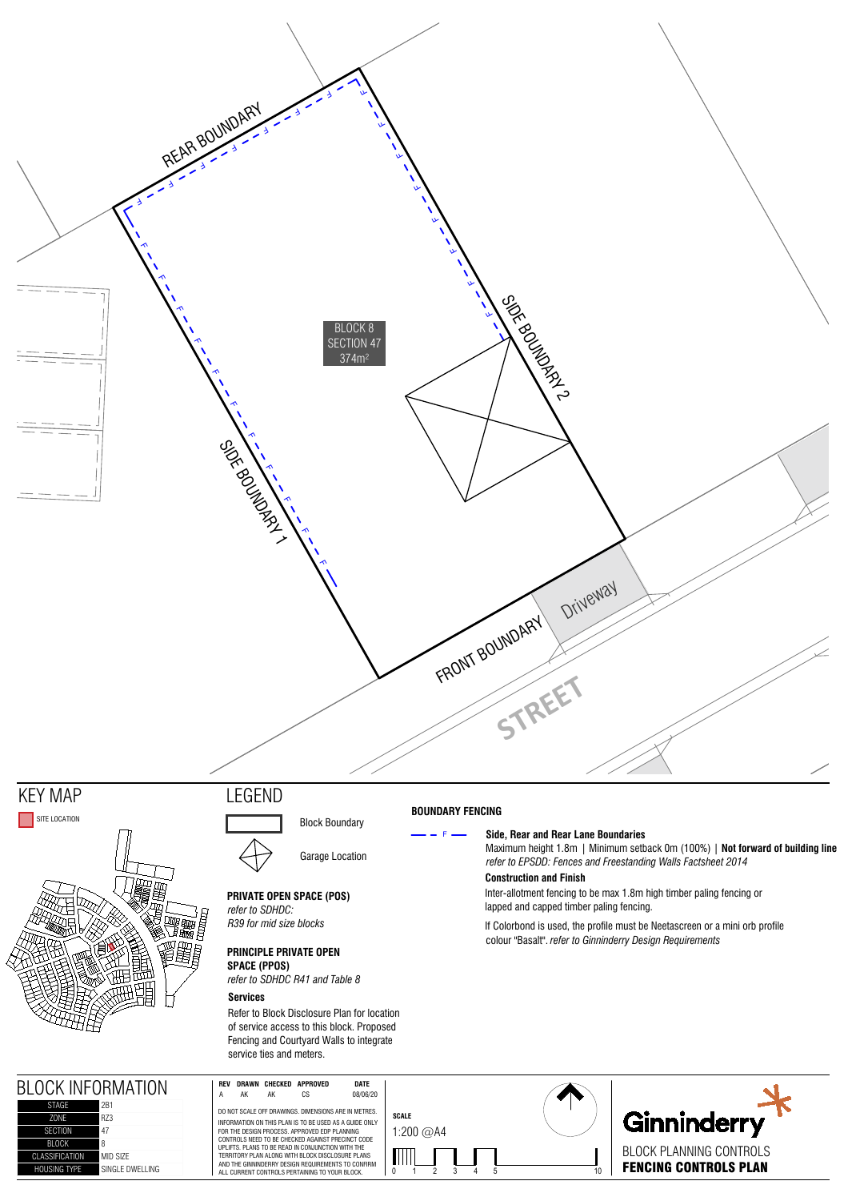REAR BOUNDARY

SIDE BOUNDARY 1

SIDE BOUNDARY 2

FRONT BOUNDARY

Driveway

STREET

BLOCK 8
SECTION 47
374m$^2$

# KEY MAP

SITE LOCATION

# LEGEND

Block Boundary

Garage Location

**PRIVATE OPEN SPACE (POS)**
*refer to SDHDC:*
*R39 for mid size blocks*

**PRINCIPLE PRIVATE OPEN SPACE (PPOS)**
*refer to SDHDC R41 and Table 8*

**Services**

Refer to Block Disclosure Plan for location of service access to this block. Proposed Fencing and Courtyard Walls to integrate service ties and meters.

**BOUNDARY FENCING**

— — F —

**Side, Rear and Rear Lane Boundaries**

Maximum height 1.8m | Minimum setback 0m (100%) | **Not forward of building line**
*refer to EPSDD: Fences and Freestanding Walls Factsheet 2014*

**Construction and Finish**

Inter-allotment fencing to be max 1.8m high timber paling fencing or lapped and capped timber paling fencing.

If Colorbond is used, the profile must be Neetascreen or a mini orb profile colour "Basalt". *refer to Ginninderry Design Requirements*

# BLOCK INFORMATION

| | |
|---|---|
| STAGE | 2B1 |
| ZONE | RZ3 |
| SECTION | 47 |
| BLOCK | 8 |
| CLASSIFICATION | MID SIZE |
| HOUSING TYPE | SINGLE DWELLING |

| REV | DRAWN | CHECKED | APPROVED | DATE |
|---|---|---|---|---|
| A | AK | AK | CS | 08/06/20 |

DO NOT SCALE OFF DRAWINGS. DIMENSIONS ARE IN METRES.
INFORMATION ON THIS PLAN IS TO BE USED AS A GUIDE ONLY FOR THE DESIGN PROCESS. APPROVED EDP PLANNING CONTROLS NEED TO BE CHECKED AGAINST PRECINCT CODE UPLIFTS. PLANS TO BE READ IN CONJUNCTION WITH THE TERRITORY PLAN ALONG WITH BLOCK DISCLOSURE PLANS AND THE GINNINDERRY DESIGN REQUIREMENTS TO CONFIRM ALL CURRENT CONTROLS PERTAINING TO YOUR BLOCK.

**SCALE**
1:200 @A4

0 1 2 3 4 5 10

Ginninderry

BLOCK PLANNING CONTROLS
**FENCING CONTROLS PLAN**